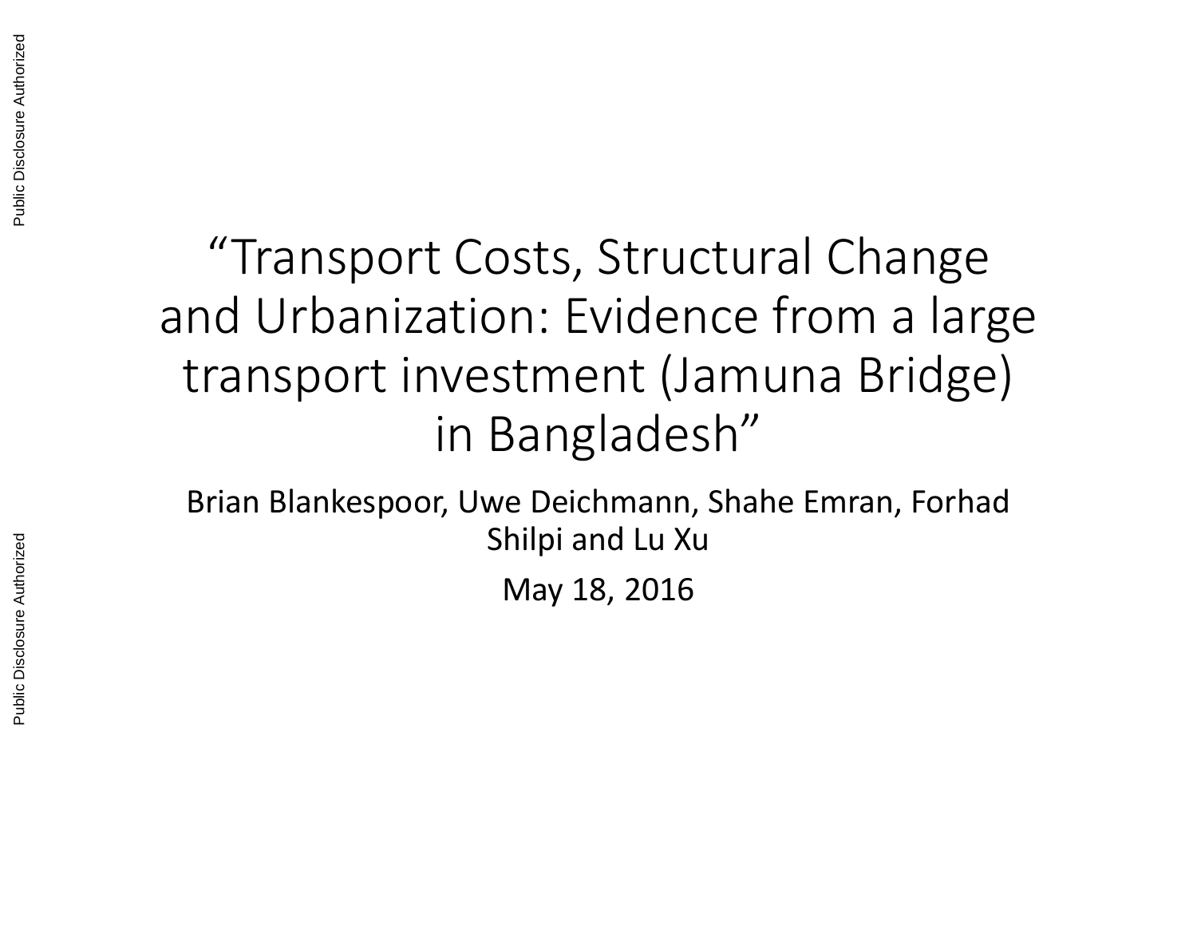# "Transport Costs, Structural Change and Urbanization: Evidence from a large transport investment (Jamuna Bridge) in Bangladesh"

Brian Blankespoor, Uwe Deichmann, Shahe Emran, Forhad Shilpi and Lu Xu

May 18, 2016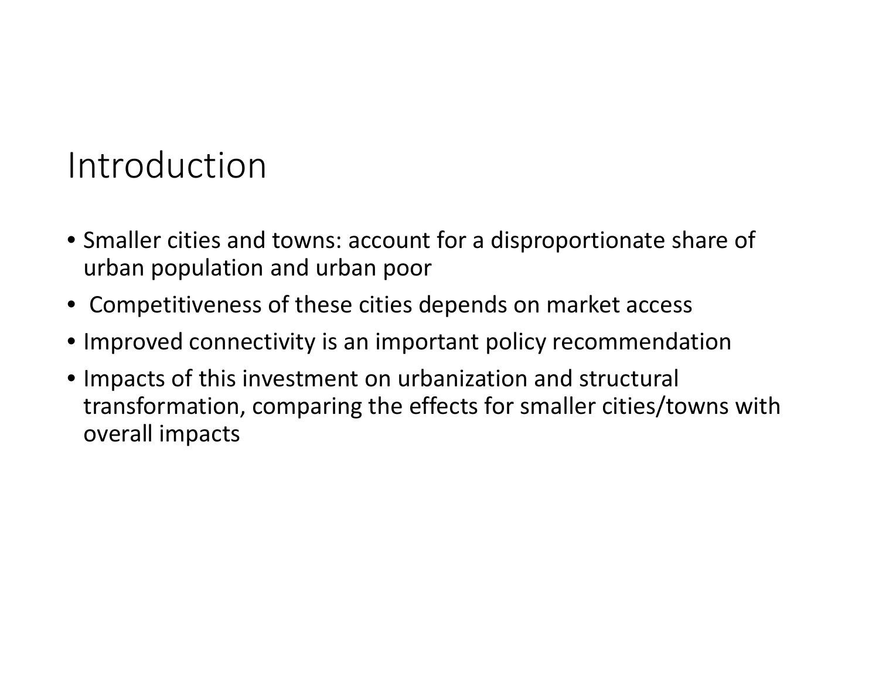# Introduction

- Smaller cities and towns: account for a disproportionate share of urban population and urban poor
- Competitiveness of these cities depends on market access
- Improved connectivity is an important policy recommendation
- Impacts of this investment on urbanization and structural transformation, comparing the effects for smaller cities/towns with overall impacts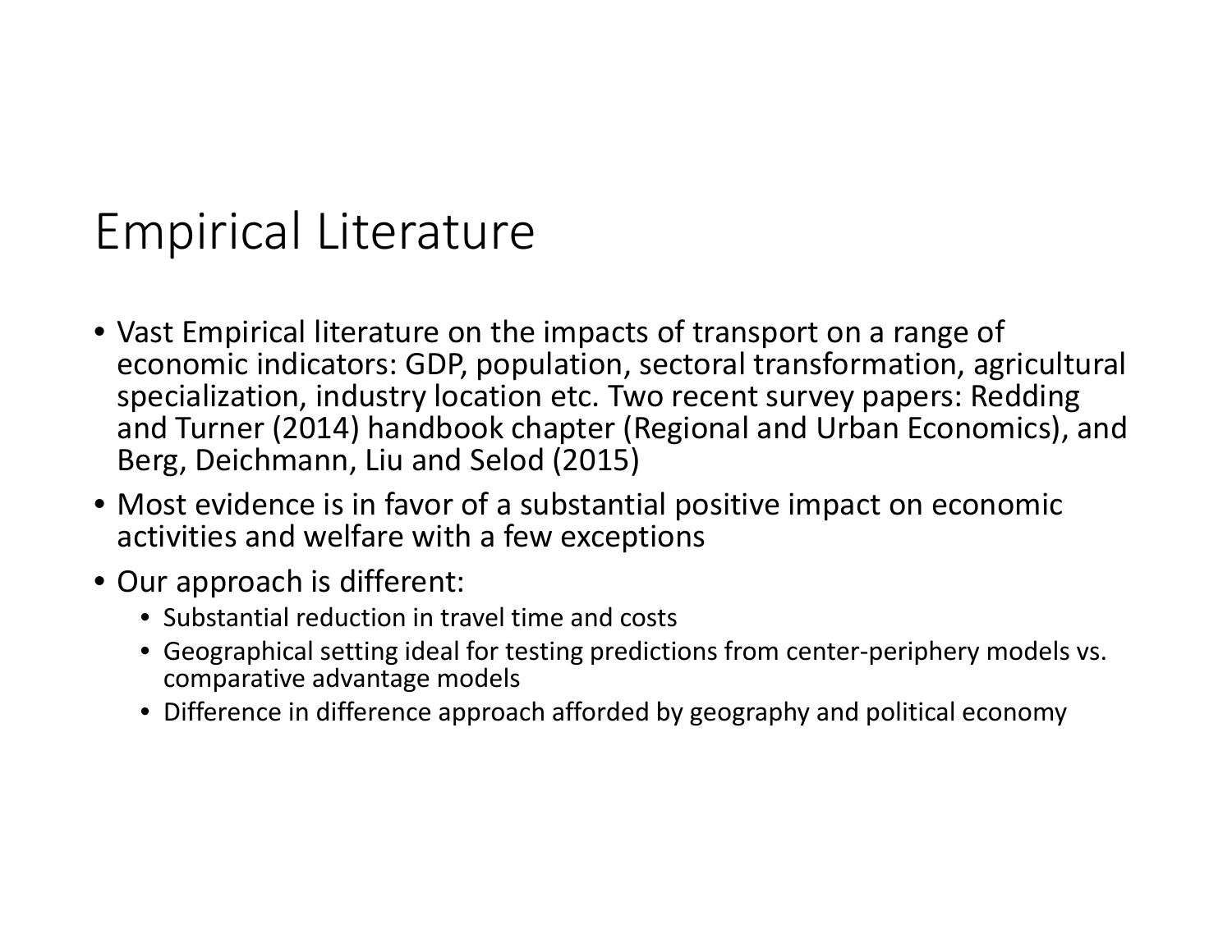# Empirical Literature

- Vast Empirical literature on the impacts of transport on a range of economic indicators: GDP, population, sectoral transformation, agricultural specialization, industry location etc. Two recent survey papers: Redding and Turner (2014) handbook chapter (Regional and Urban Economics), and Berg, Deichmann, Liu and Selod (2015)
- Most evidence is in favor of a substantial positive impact on economic activities and welfare with a few exceptions
- Our approach is different:
  - Substantial reduction in travel time and costs
  - Geographical setting ideal for testing predictions from center-periphery models vs. comparative advantage models
  - Difference in difference approach afforded by geography and political economy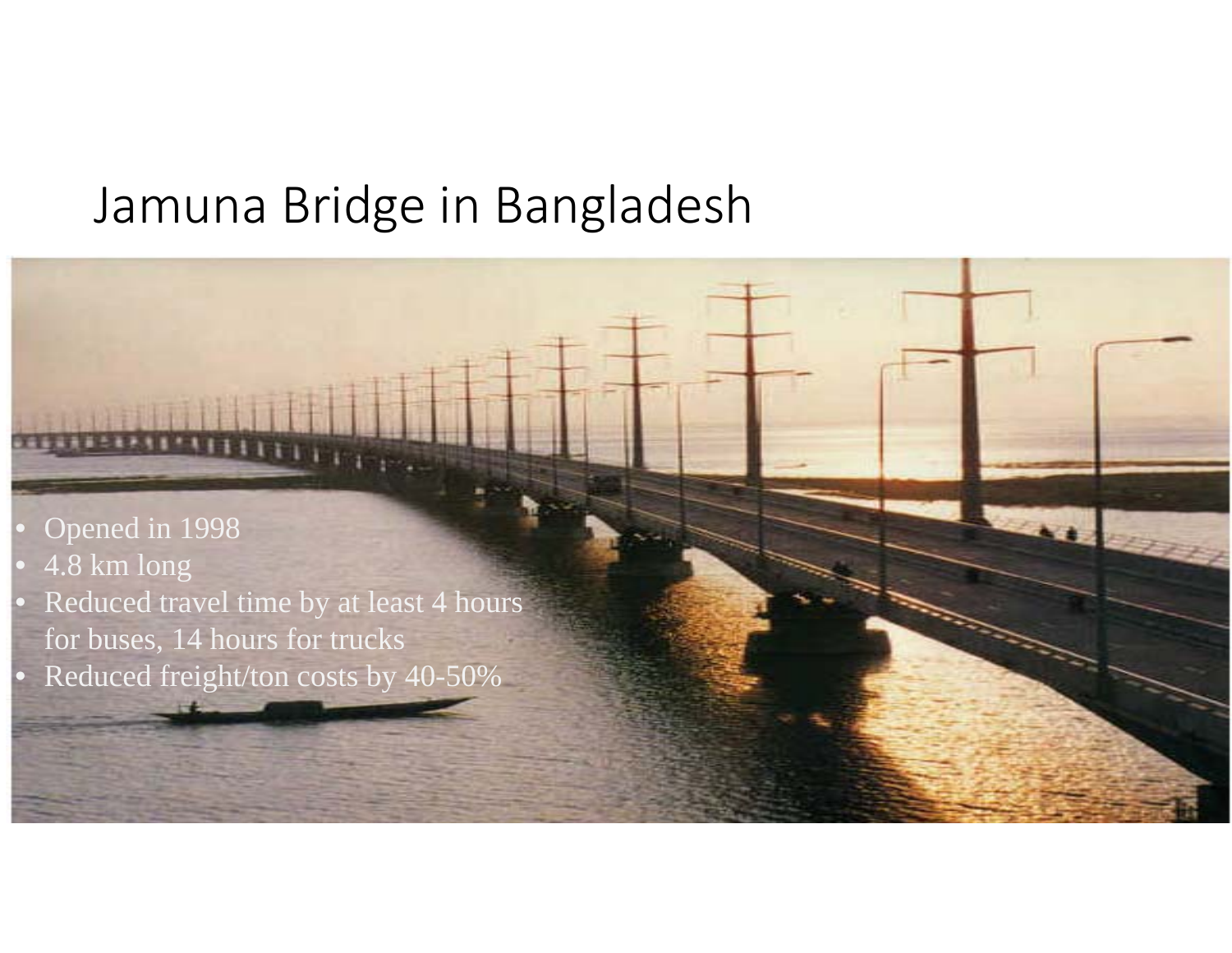# Jamuna Bridge in Bangladesh

- Opened in 1998
- 4.8 km long
- Reduced travel time by at least 4 hours for buses, 14 hours for trucks
- Reduced freight/ton costs by 40-50%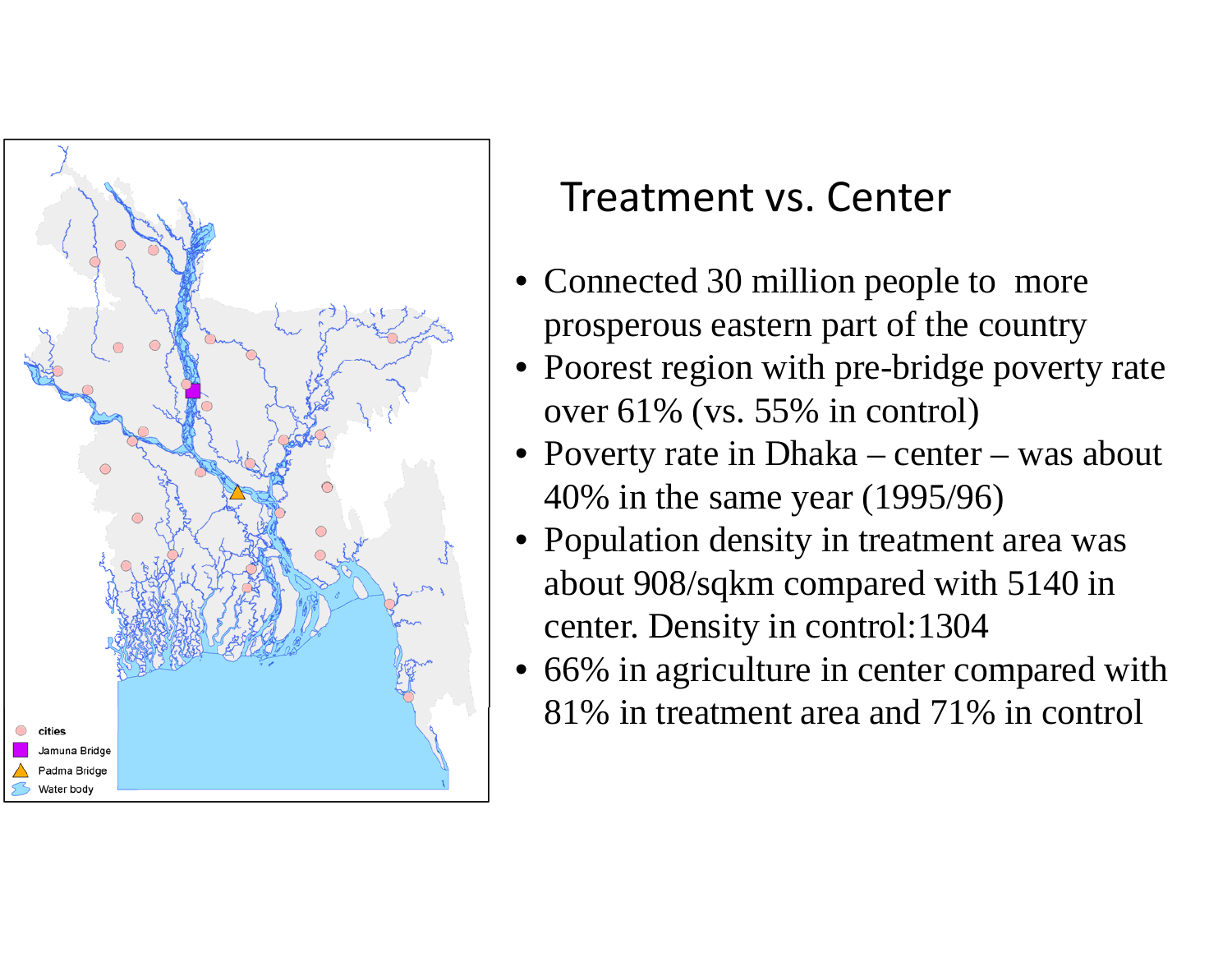# Treatment vs. Center

- Connected 30 million people to more prosperous eastern part of the country
- Poorest region with pre-bridge poverty rate over 61% (vs. 55% in control)
- Poverty rate in Dhaka – center – was about 40% in the same year (1995/96)
- Population density in treatment area was about 908/sqkm compared with 5140 in center. Density in control:1304
- 66% in agriculture in center compared with 81% in treatment area and 71% in control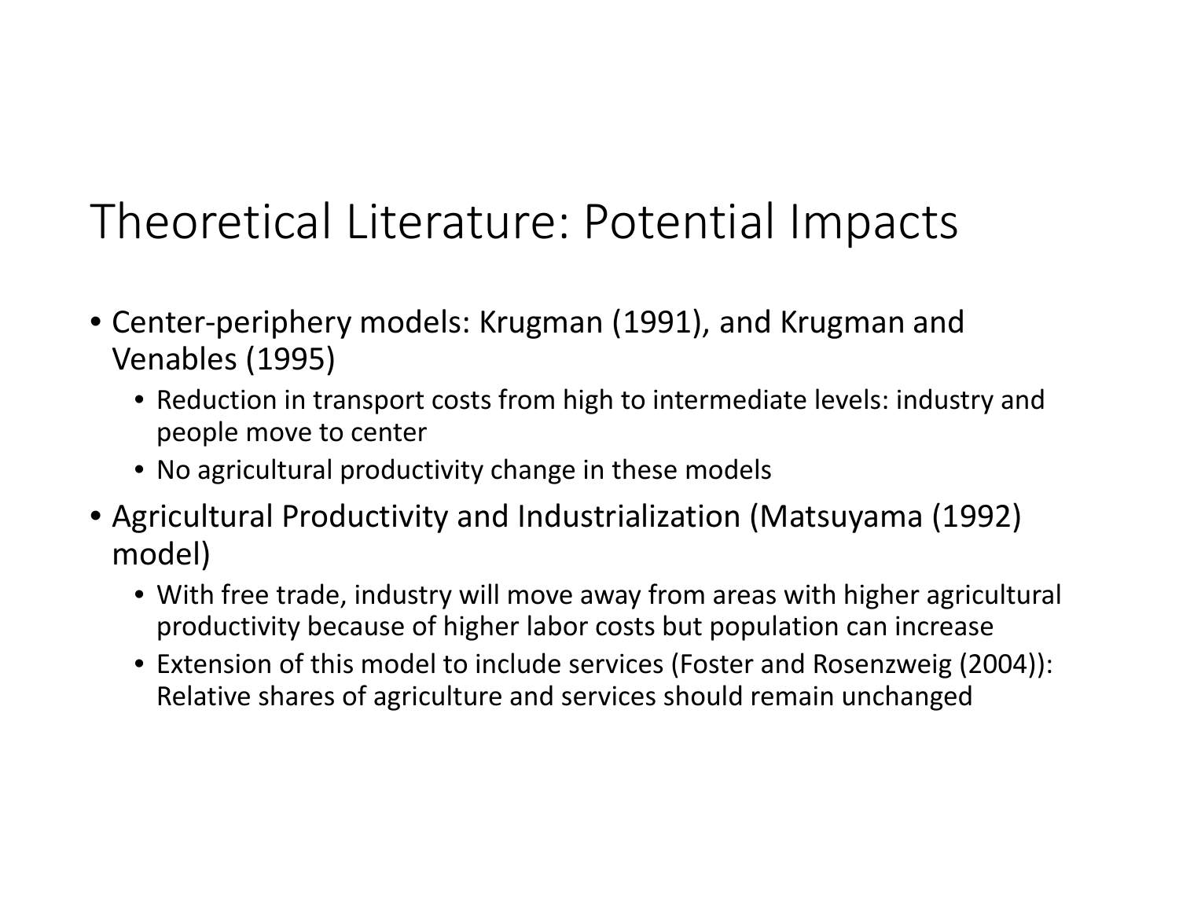# Theoretical Literature: Potential Impacts

- Center-periphery models: Krugman (1991), and Krugman and Venables (1995)
  - Reduction in transport costs from high to intermediate levels: industry and people move to center
  - No agricultural productivity change in these models
- Agricultural Productivity and Industrialization (Matsuyama (1992) model)
  - With free trade, industry will move away from areas with higher agricultural productivity because of higher labor costs but population can increase
  - Extension of this model to include services (Foster and Rosenzweig (2004)): Relative shares of agriculture and services should remain unchanged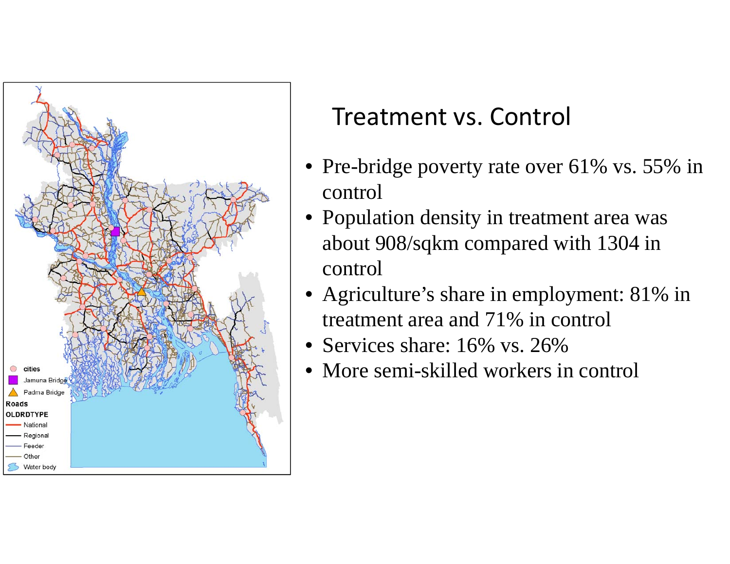## Treatment vs. Control

- Pre-bridge poverty rate over 61% vs. 55% in control
- Population density in treatment area was about 908/sqkm compared with 1304 in control
- Agriculture's share in employment: 81% in treatment area and 71% in control
- Services share: 16% vs. 26%
- More semi-skilled workers in control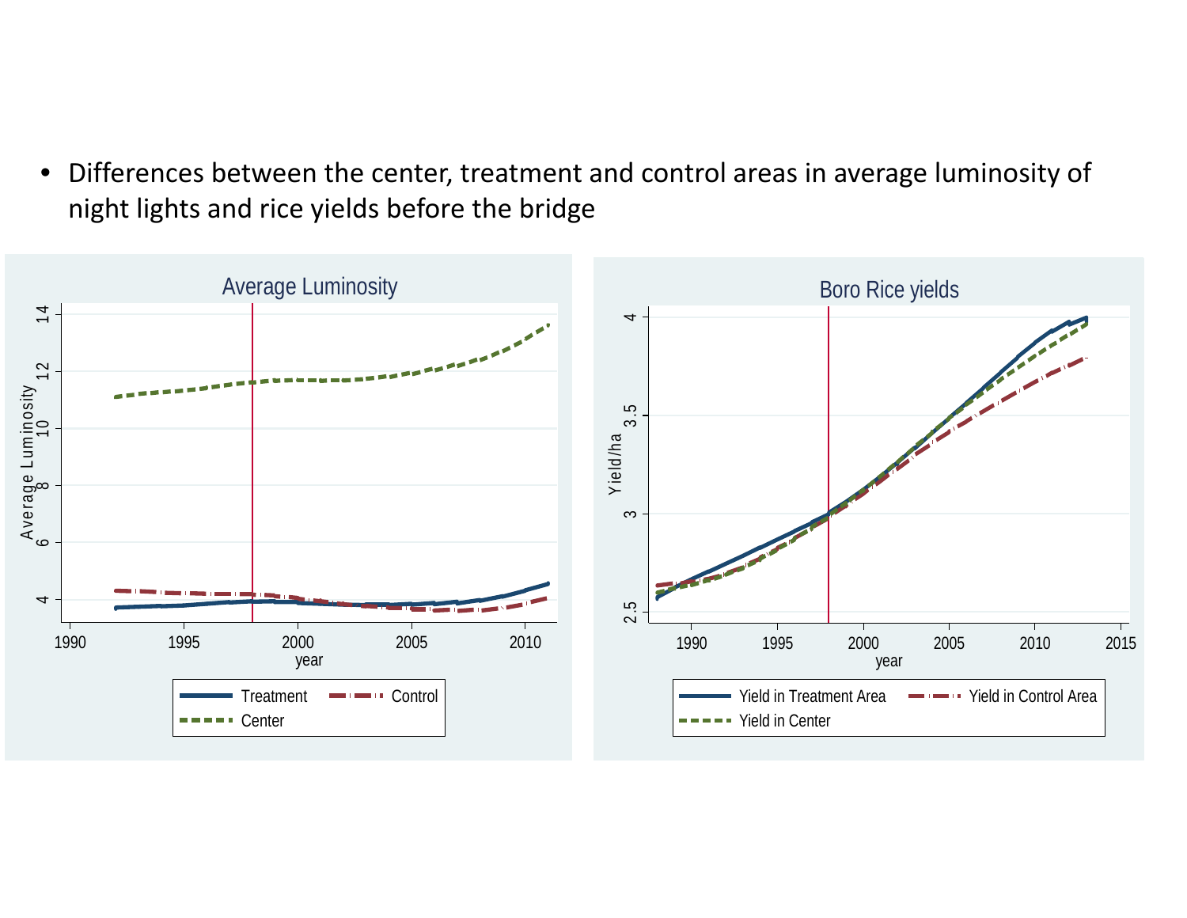- Differences between the center, treatment and control areas in average luminosity of night lights and rice yields before the bridge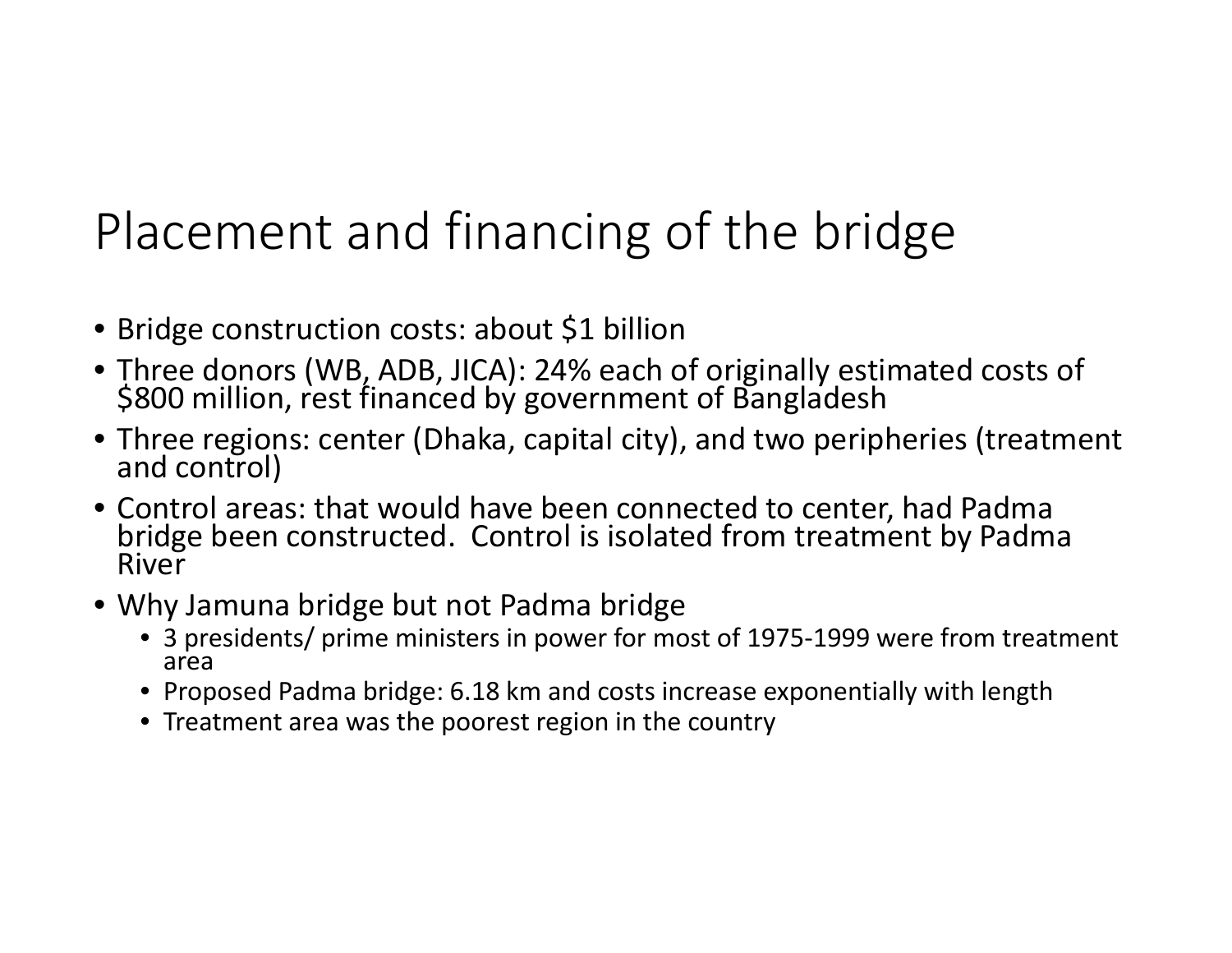# Placement and financing of the bridge

- Bridge construction costs: about $1 billion
- Three donors (WB, ADB, JICA): 24% each of originally estimated costs of $800 million, rest financed by government of Bangladesh
- Three regions: center (Dhaka, capital city), and two peripheries (treatment and control)
- Control areas: that would have been connected to center, had Padma bridge been constructed. Control is isolated from treatment by Padma River
- Why Jamuna bridge but not Padma bridge
  - 3 presidents/ prime ministers in power for most of 1975-1999 were from treatment area
  - Proposed Padma bridge: 6.18 km and costs increase exponentially with length
  - Treatment area was the poorest region in the country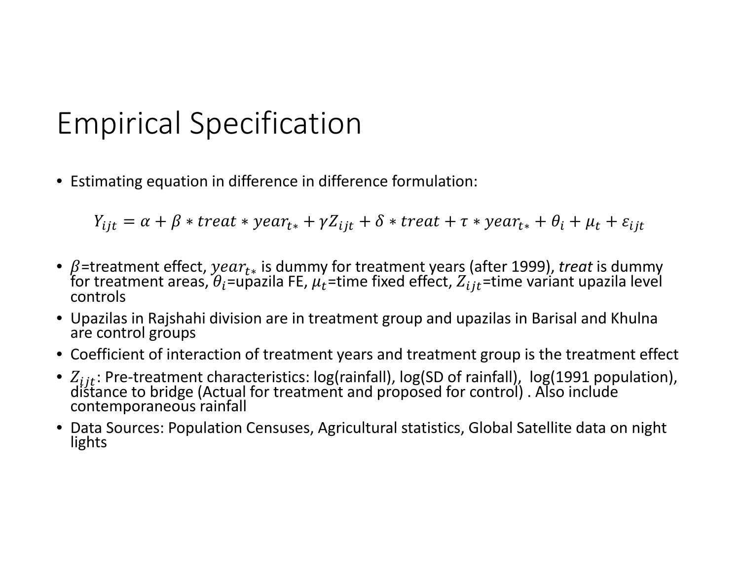# Empirical Specification

- Estimating equation in difference in difference formulation:

$$Y_{ijt} = \alpha + \beta * treat * year_{t*} + \gamma Z_{ijt} + \delta * treat + \tau * year_{t*} + \theta_i + \mu_t + \varepsilon_{ijt}$$

- $\beta$=treatment effect, $year_{t*}$ is dummy for treatment years (after 1999), *treat* is dummy for treatment areas, $\theta_i$=upazila FE, $\mu_t$=time fixed effect, $Z_{ijt}$=time variant upazila level controls
- Upazilas in Rajshahi division are in treatment group and upazilas in Barisal and Khulna are control groups
- Coefficient of interaction of treatment years and treatment group is the treatment effect
- $Z_{ijt}$: Pre-treatment characteristics: log(rainfall), log(SD of rainfall), log(1991 population), distance to bridge (Actual for treatment and proposed for control) . Also include contemporaneous rainfall
- Data Sources: Population Censuses, Agricultural statistics, Global Satellite data on night lights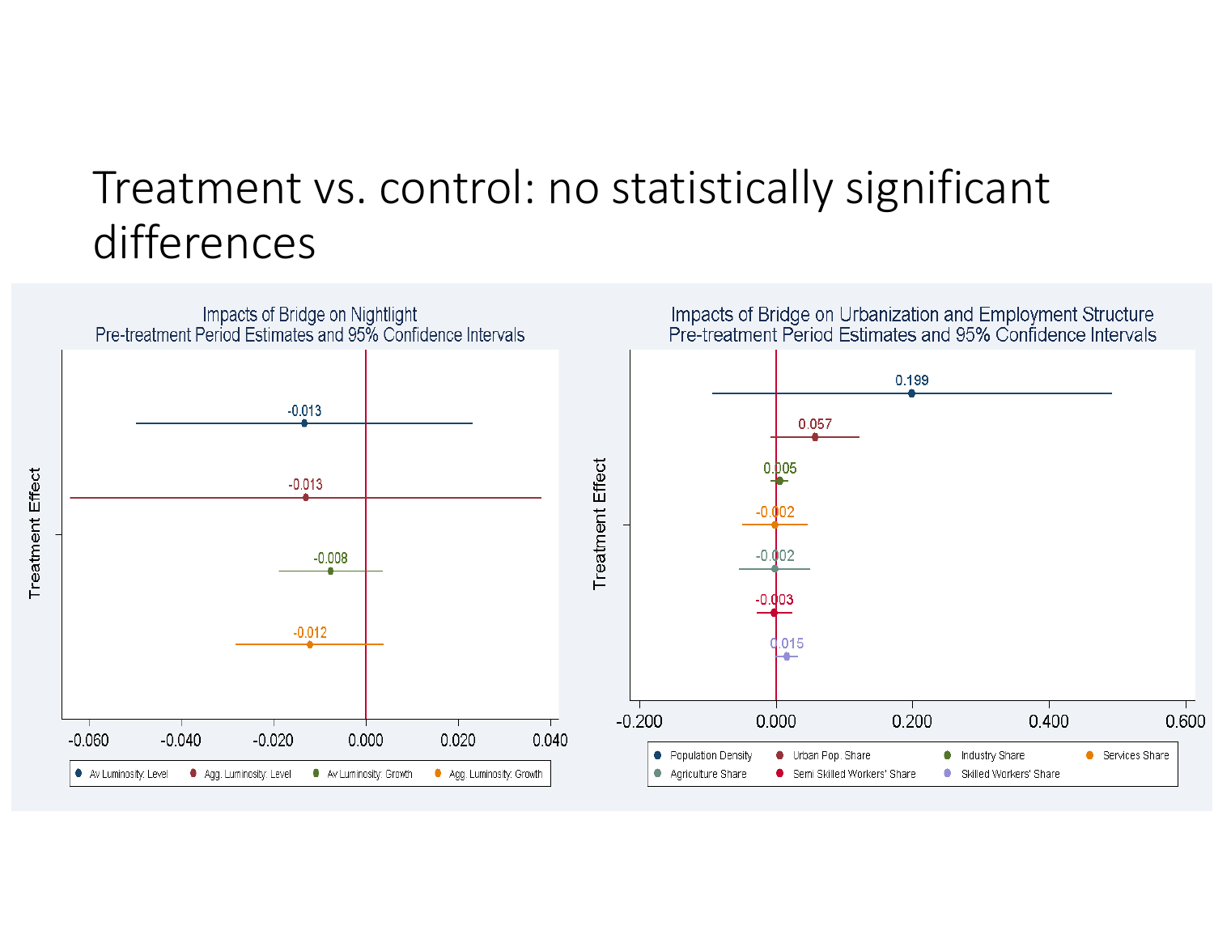# Treatment vs. control: no statistically significant differences

**Impacts of Bridge on Nightlight**
Pre-treatment Period Estimates and 95% Confidence Intervals

Treatment Effect

-0.013
-0.013
-0.008
-0.012

-0.060 -0.040 -0.020 0.000 0.020 0.040

Av Luminosity: Level · Agg. Luminosity: Level · Av Luminosity: Growth · Agg. Luminosity: Growth

**Impacts of Bridge on Urbanization and Employment Structure**
Pre-treatment Period Estimates and 95% Confidence Intervals

Treatment Effect

0.199
0.057
0.005
-0.002
-0.002
-0.003
0.015

-0.200 0.000 0.200 0.400 0.600

Population Density · Urban Pop. Share · Industry Share · Services Share · Agriculture Share · Semi Skilled Workers' Share · Skilled Workers' Share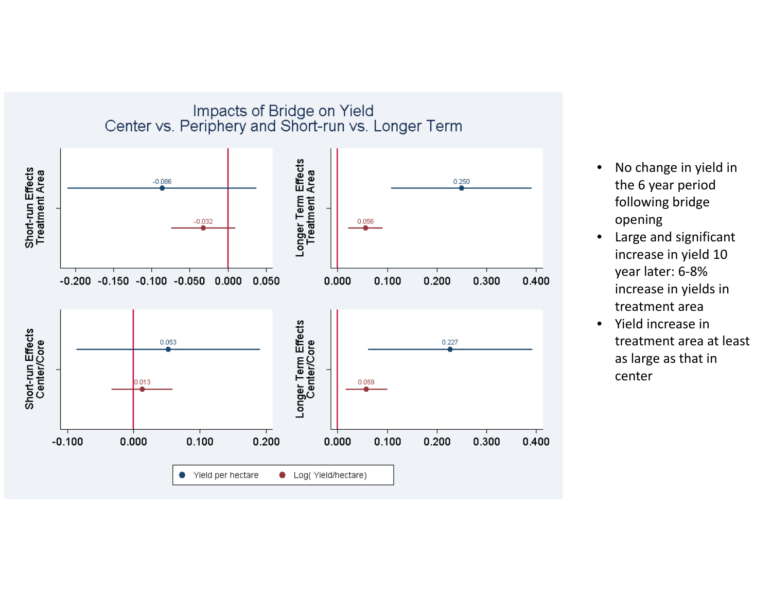# Impacts of Bridge on Yield
## Center vs. Periphery and Short-run vs. Longer Term

**Short-run Effects — Treatment Area**

| Measure | Estimate |
|---|---|
| Yield per hectare | -0.086 |
| Log( Yield/hectare) | -0.032 |

**Longer Term Effects — Treatment Area**

| Measure | Estimate |
|---|---|
| Yield per hectare | 0.250 |
| Log( Yield/hectare) | 0.056 |

**Short-run Effects — Center/Core**

| Measure | Estimate |
|---|---|
| Yield per hectare | 0.053 |
| Log( Yield/hectare) | 0.013 |

**Longer Term Effects — Center/Core**

| Measure | Estimate |
|---|---|
| Yield per hectare | 0.227 |
| Log( Yield/hectare) | 0.059 |

- No change in yield in the 6 year period following bridge opening
- Large and significant increase in yield 10 year later: 6-8% increase in yields in treatment area
- Yield increase in treatment area at least as large as that in center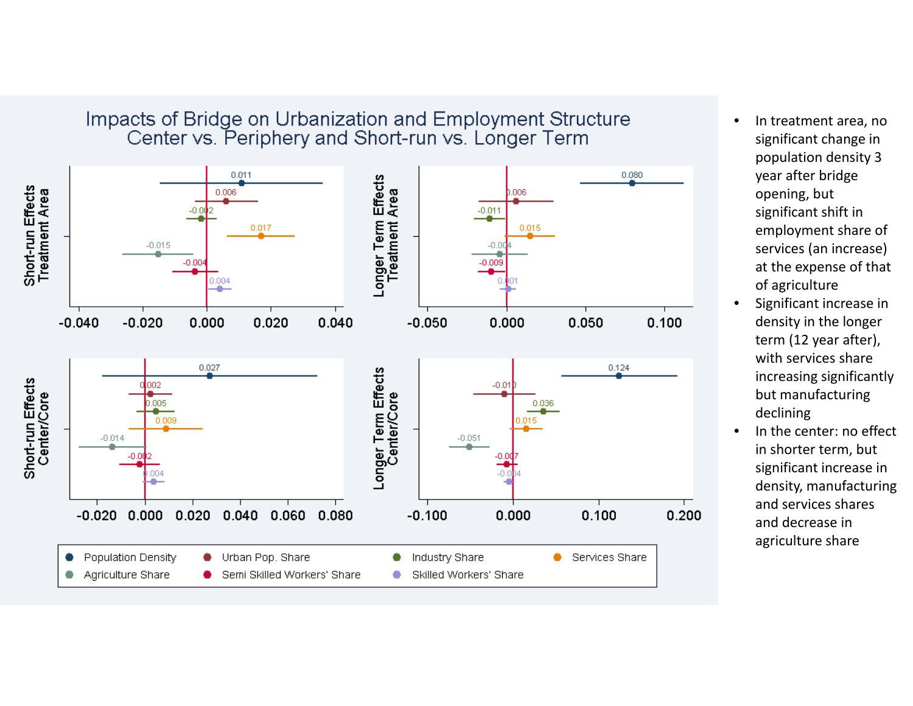# Impacts of Bridge on Urbanization and Employment Structure
## Center vs. Periphery and Short-run vs. Longer Term

| Variable | Short-run Effects Treatment Area | Longer Term Effects Treatment Area | Short-run Effects Center/Core | Longer Term Effects Center/Core |
|---|---|---|---|---|
| Population Density | 0.011 | 0.080 | 0.027 | 0.124 |
| Urban Pop. Share | 0.006 | 0.006 | 0.002 | -0.010 |
| Industry Share | -0.002 | -0.011 | 0.005 | 0.036 |
| Services Share | 0.017 | 0.015 | 0.009 | 0.015 |
| Agriculture Share | -0.015 | -0.004 | -0.014 | -0.051 |
| Semi Skilled Workers' Share | -0.004 | -0.009 | -0.002 | -0.007 |
| Skilled Workers' Share | 0.004 | 0.001 | 0.004 | -0.004 |

- In treatment area, no significant change in population density 3 year after bridge opening, but significant shift in employment share of services (an increase) at the expense of that of agriculture
- Significant increase in density in the longer term (12 year after), with services share increasing significantly but manufacturing declining
- In the center: no effect in shorter term, but significant increase in density, manufacturing and services shares and decrease in agriculture share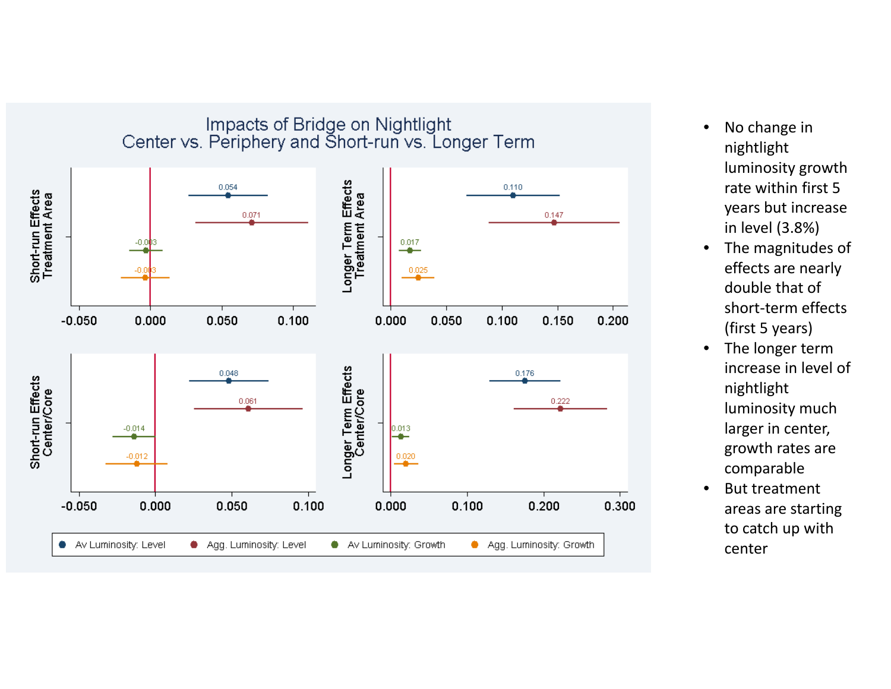## Impacts of Bridge on Nightlight
## Center vs. Periphery and Short-run vs. Longer Term

| Panel | Av Luminosity: Level | Agg. Luminosity: Level | Av Luminosity: Growth | Agg. Luminosity: Growth |
|---|---|---|---|---|
| Short-run Effects, Treatment Area | 0.054 | 0.071 | -0.003 | -0.003 |
| Longer Term Effects, Treatment Area | 0.110 | 0.147 | 0.017 | 0.025 |
| Short-run Effects, Center/Core | 0.048 | 0.061 | -0.014 | -0.012 |
| Longer Term Effects, Center/Core | 0.176 | 0.222 | 0.013 | 0.020 |

- No change in nightlight luminosity growth rate within first 5 years but increase in level (3.8%)
- The magnitudes of effects are nearly double that of short-term effects (first 5 years)
- The longer term increase in level of nightlight luminosity much larger in center, growth rates are comparable
- But treatment areas are starting to catch up with center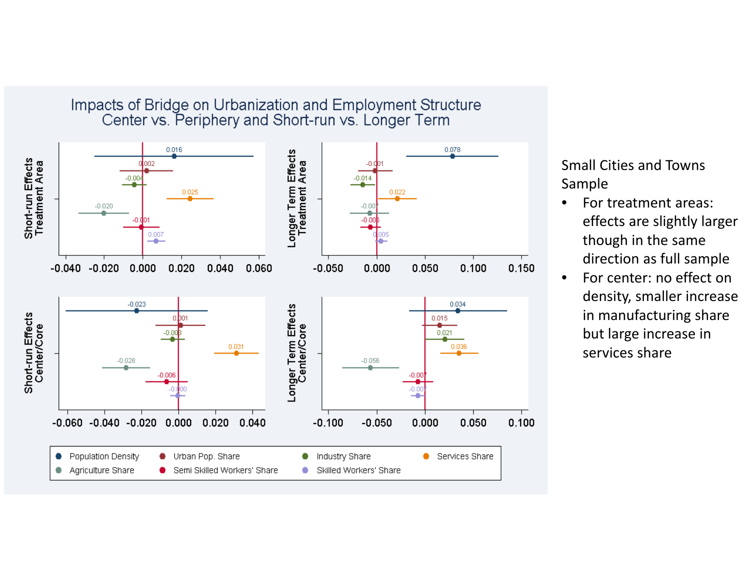## Impacts of Bridge on Urbanization and Employment Structure
## Center vs. Periphery and Short-run vs. Longer Term

| | Short-run Effects Treatment Area | Longer Term Effects Treatment Area | Short-run Effects Center/Core | Longer Term Effects Center/Core |
|---|---|---|---|---|
| Population Density | 0.016 | 0.078 | -0.023 | 0.034 |
| Urban Pop. Share | 0.002 | -0.001 | 0.001 | 0.015 |
| Industry Share | -0.004 | -0.014 | -0.003 | 0.021 |
| Services Share | 0.025 | 0.022 | 0.031 | 0.036 |
| Agriculture Share | -0.020 | -0.007 | -0.028 | -0.056 |
| Semi Skilled Workers' Share | -0.001 | -0.006 | -0.006 | -0.007 |
| Skilled Workers' Share | 0.007 | 0.005 | -0.000 | -0.007 |

Small Cities and Towns Sample

- For treatment areas: effects are slightly larger though in the same direction as full sample
- For center: no effect on density, smaller increase in manufacturing share but large increase in services share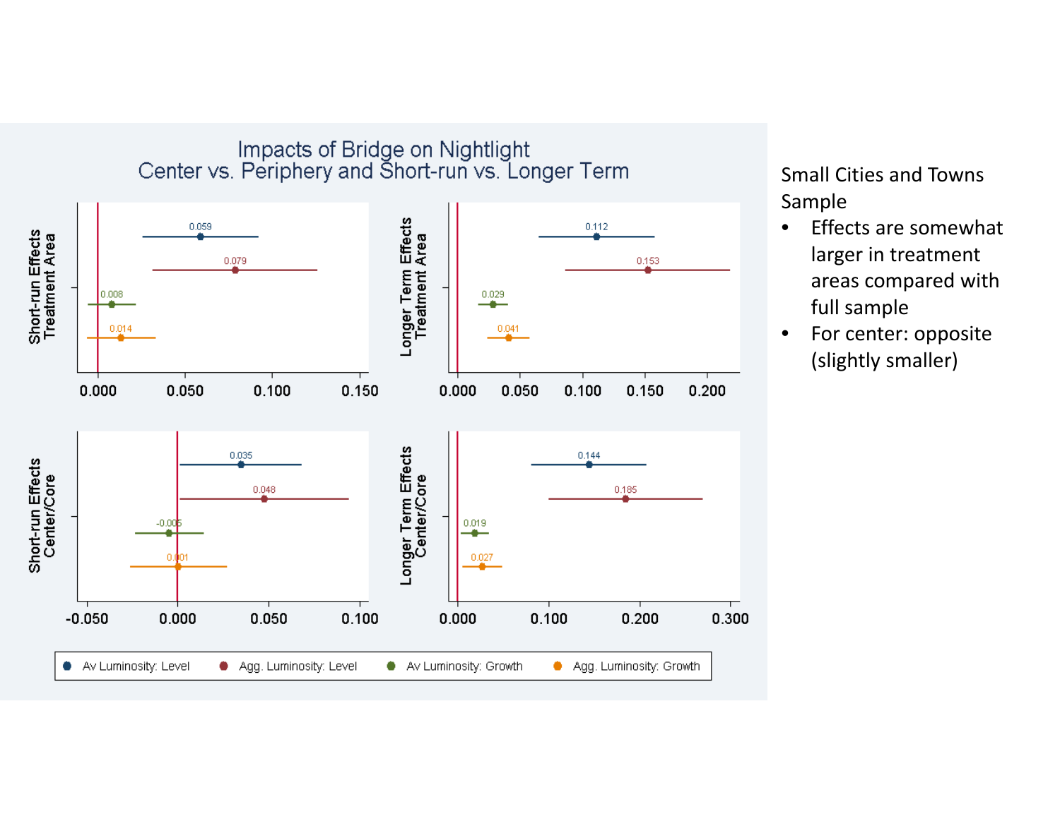# Impacts of Bridge on Nightlight
## Center vs. Periphery and Short-run vs. Longer Term

| | Av Luminosity: Level | Agg. Luminosity: Level | Av Luminosity: Growth | Agg. Luminosity: Growth |
|---|---|---|---|---|
| Short-run Effects Treatment Area | 0.059 | 0.079 | 0.008 | 0.014 |
| Longer Term Effects Treatment Area | 0.112 | 0.153 | 0.029 | 0.041 |
| Short-run Effects Center/Core | 0.035 | 0.048 | -0.005 | 0.001 |
| Longer Term Effects Center/Core | 0.144 | 0.185 | 0.019 | 0.027 |

Small Cities and Towns Sample

- Effects are somewhat larger in treatment areas compared with full sample
- For center: opposite (slightly smaller)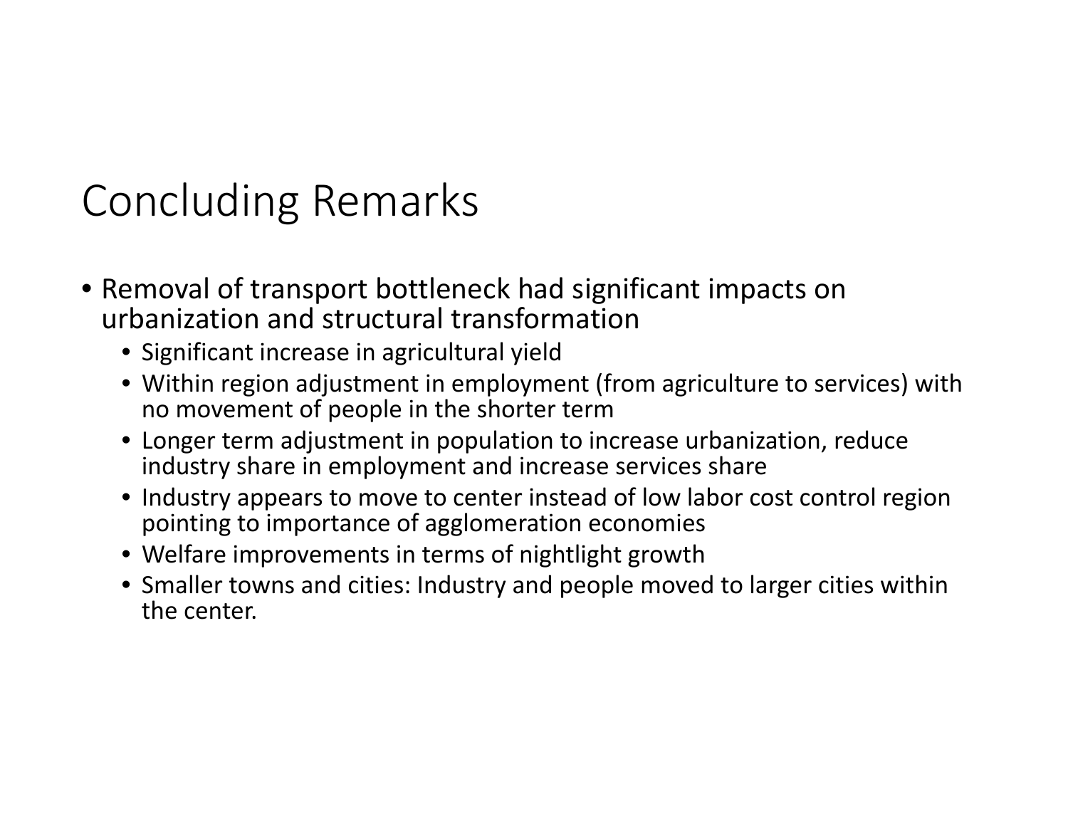# Concluding Remarks

- Removal of transport bottleneck had significant impacts on urbanization and structural transformation
  - Significant increase in agricultural yield
  - Within region adjustment in employment (from agriculture to services) with no movement of people in the shorter term
  - Longer term adjustment in population to increase urbanization, reduce industry share in employment and increase services share
  - Industry appears to move to center instead of low labor cost control region pointing to importance of agglomeration economies
  - Welfare improvements in terms of nightlight growth
  - Smaller towns and cities: Industry and people moved to larger cities within the center.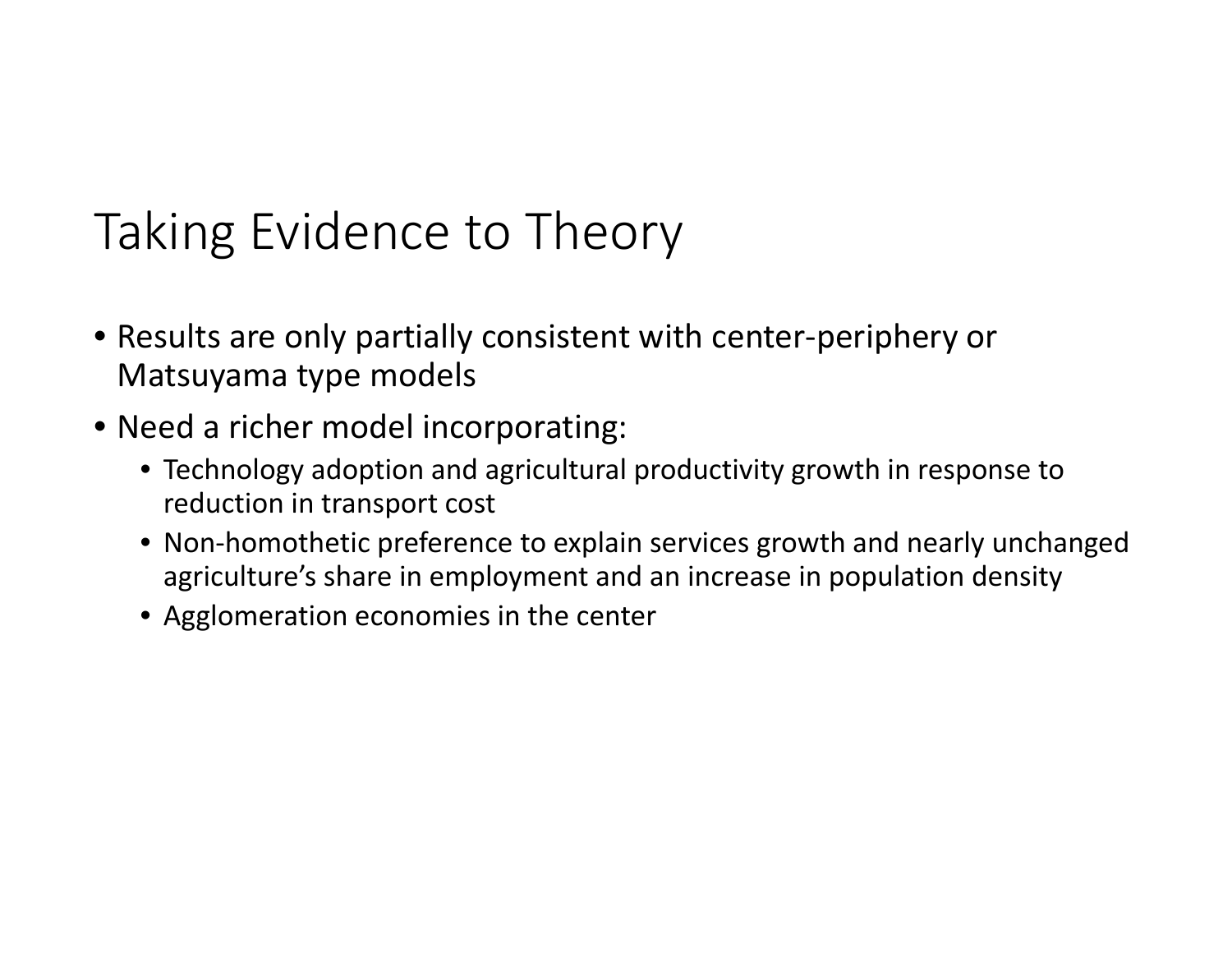# Taking Evidence to Theory

- Results are only partially consistent with center-periphery or Matsuyama type models
- Need a richer model incorporating:
  - Technology adoption and agricultural productivity growth in response to reduction in transport cost
  - Non-homothetic preference to explain services growth and nearly unchanged agriculture's share in employment and an increase in population density
  - Agglomeration economies in the center